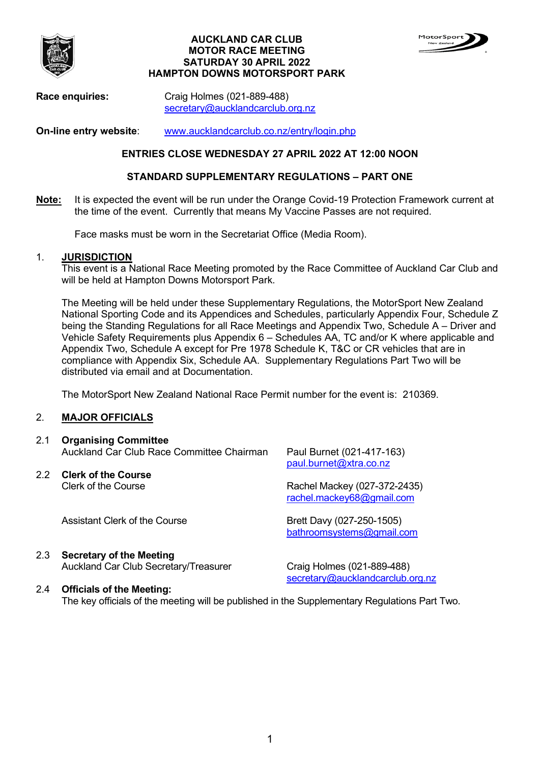# AUCKLAND CAR CLUB
# MOTOR RACE MEETING
# SATURDAY 30 APRIL 2022
# HAMPTON DOWNS MOTORSPORT PARK

**Race enquiries:** Craig Holmes (021-889-488)
secretary@aucklandcarclub.org.nz

**On-line entry website**: www.aucklandcarclub.co.nz/entry/login.php

**ENTRIES CLOSE WEDNESDAY 27 APRIL 2022 AT 12:00 NOON**

**STANDARD SUPPLEMENTARY REGULATIONS – PART ONE**

**Note:** It is expected the event will be run under the Orange Covid-19 Protection Framework current at the time of the event. Currently that means My Vaccine Passes are not required.

Face masks must be worn in the Secretariat Office (Media Room).

## 1. JURISDICTION

This event is a National Race Meeting promoted by the Race Committee of Auckland Car Club and will be held at Hampton Downs Motorsport Park.

The Meeting will be held under these Supplementary Regulations, the MotorSport New Zealand National Sporting Code and its Appendices and Schedules, particularly Appendix Four, Schedule Z being the Standing Regulations for all Race Meetings and Appendix Two, Schedule A – Driver and Vehicle Safety Requirements plus Appendix 6 – Schedules AA, TC and/or K where applicable and Appendix Two, Schedule A except for Pre 1978 Schedule K, T&C or CR vehicles that are in compliance with Appendix Six, Schedule AA. Supplementary Regulations Part Two will be distributed via email and at Documentation.

The MotorSport New Zealand National Race Permit number for the event is: 210369.

## 2. MAJOR OFFICIALS

### 2.1 Organising Committee

Auckland Car Club Race Committee Chairman — Paul Burnet (021-417-163)
paul.burnet@xtra.co.nz

### 2.2 Clerk of the Course

Clerk of the Course — Rachel Mackey (027-372-2435)
rachel.mackey68@gmail.com

Assistant Clerk of the Course — Brett Davy (027-250-1505)
bathroomsystems@gmail.com

### 2.3 Secretary of the Meeting

Auckland Car Club Secretary/Treasurer — Craig Holmes (021-889-488)
secretary@aucklandcarclub.org.nz

### 2.4 Officials of the Meeting:

The key officials of the meeting will be published in the Supplementary Regulations Part Two.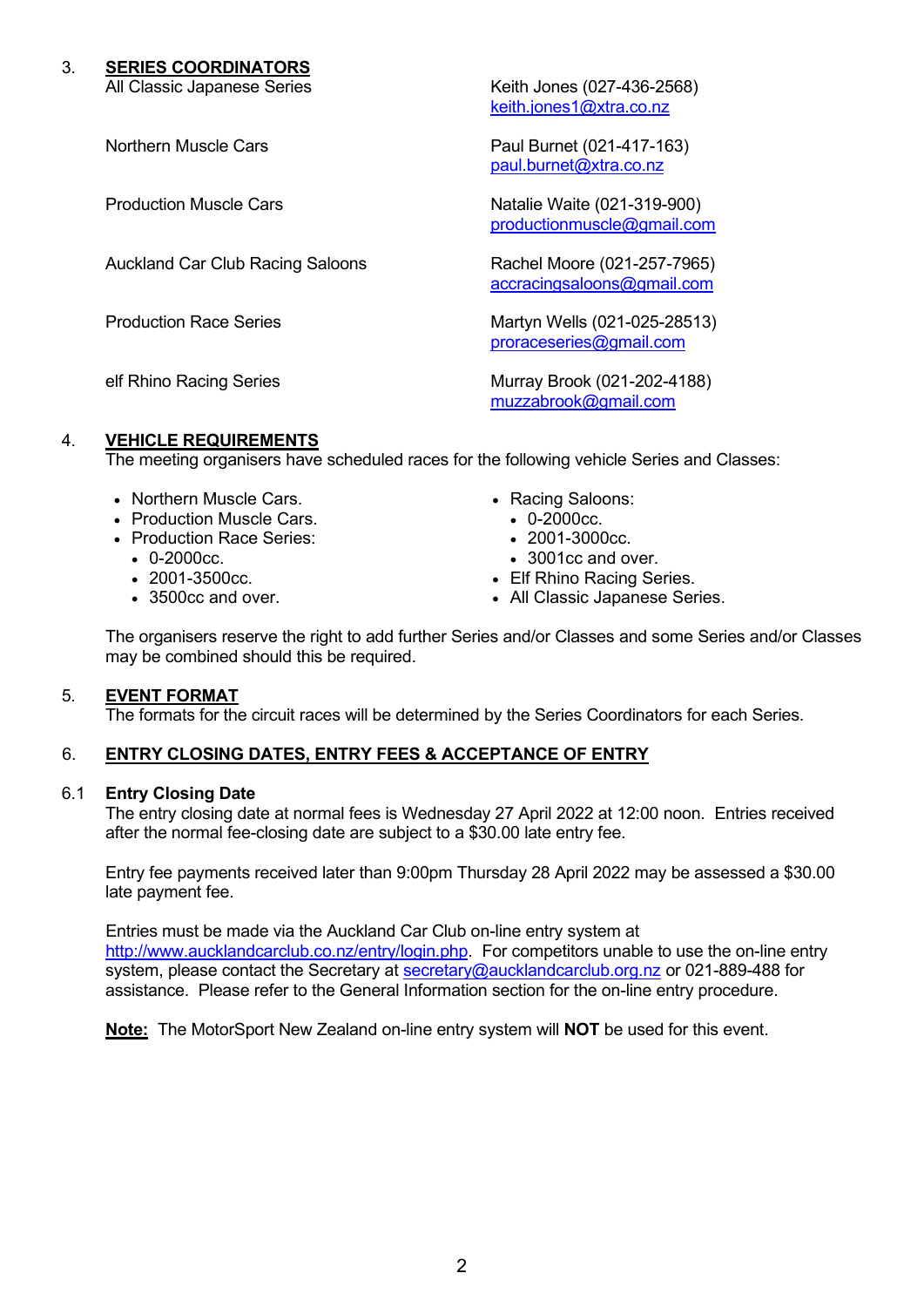## 3. SERIES COORDINATORS

| | |
|---|---|
| All Classic Japanese Series | Keith Jones (027-436-2568) keith.jones1@xtra.co.nz |
| Northern Muscle Cars | Paul Burnet (021-417-163) paul.burnet@xtra.co.nz |
| Production Muscle Cars | Natalie Waite (021-319-900) productionmuscle@gmail.com |
| Auckland Car Club Racing Saloons | Rachel Moore (021-257-7965) accracingsaloons@gmail.com |
| Production Race Series | Martyn Wells (021-025-28513) proraceseries@gmail.com |
| elf Rhino Racing Series | Murray Brook (021-202-4188) muzzabrook@gmail.com |

## 4. VEHICLE REQUIREMENTS

The meeting organisers have scheduled races for the following vehicle Series and Classes:

- Northern Muscle Cars.
- Production Muscle Cars.
- Production Race Series:
  - 0-2000cc.
  - 2001-3500cc.
  - 3500cc and over.
- Racing Saloons:
  - 0-2000cc.
  - 2001-3000cc.
  - 3001cc and over.
- Elf Rhino Racing Series.
- All Classic Japanese Series.

The organisers reserve the right to add further Series and/or Classes and some Series and/or Classes may be combined should this be required.

## 5. EVENT FORMAT

The formats for the circuit races will be determined by the Series Coordinators for each Series.

## 6. ENTRY CLOSING DATES, ENTRY FEES & ACCEPTANCE OF ENTRY

### 6.1 Entry Closing Date

The entry closing date at normal fees is Wednesday 27 April 2022 at 12:00 noon. Entries received after the normal fee-closing date are subject to a $30.00 late entry fee.

Entry fee payments received later than 9:00pm Thursday 28 April 2022 may be assessed a $30.00 late payment fee.

Entries must be made via the Auckland Car Club on-line entry system at http://www.aucklandcarclub.co.nz/entry/login.php. For competitors unable to use the on-line entry system, please contact the Secretary at secretary@aucklandcarclub.org.nz or 021-889-488 for assistance. Please refer to the General Information section for the on-line entry procedure.

**Note:** The MotorSport New Zealand on-line entry system will **NOT** be used for this event.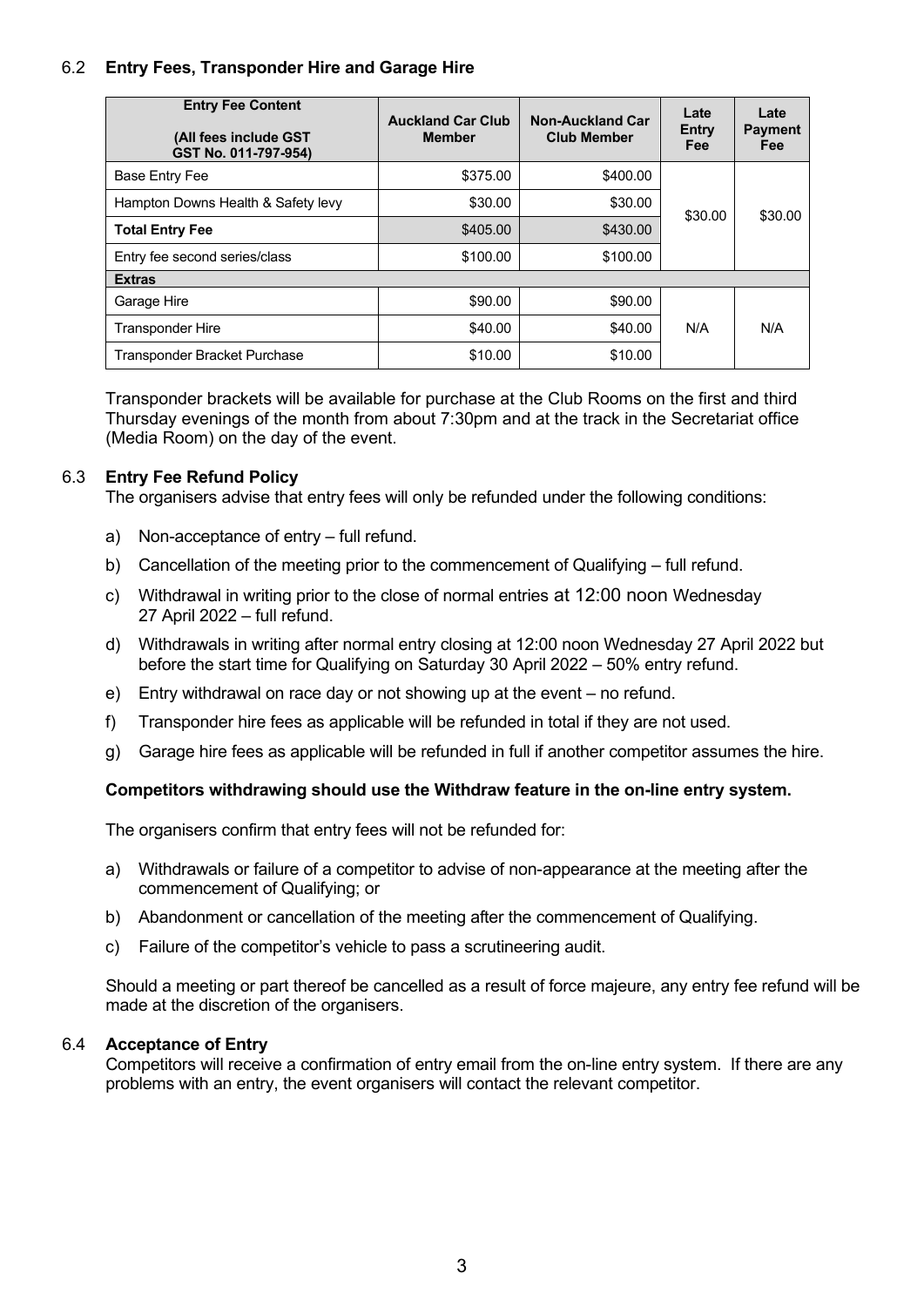### 6.2 **Entry Fees, Transponder Hire and Garage Hire**

| **Entry Fee Content**<br><br>**(All fees include GST GST No. 011-797-954)** | **Auckland Car Club Member** | **Non-Auckland Car Club Member** | **Late Entry Fee** | **Late Payment Fee** |
|---|---|---|---|---|
| Base Entry Fee | $375.00 | $400.00 | $30.00 | $30.00 |
| Hampton Downs Health & Safety levy | $30.00 | $30.00 | | |
| **Total Entry Fee** | $405.00 | $430.00 | | |
| Entry fee second series/class | $100.00 | $100.00 | | |
| **Extras** | | | | |
| Garage Hire | $90.00 | $90.00 | N/A | N/A |
| Transponder Hire | $40.00 | $40.00 | | |
| Transponder Bracket Purchase | $10.00 | $10.00 | | |

Transponder brackets will be available for purchase at the Club Rooms on the first and third Thursday evenings of the month from about 7:30pm and at the track in the Secretariat office (Media Room) on the day of the event.

### 6.3 **Entry Fee Refund Policy**

The organisers advise that entry fees will only be refunded under the following conditions:

a) Non-acceptance of entry – full refund.

b) Cancellation of the meeting prior to the commencement of Qualifying – full refund.

c) Withdrawal in writing prior to the close of normal entries at 12:00 noon Wednesday 27 April 2022 – full refund.

d) Withdrawals in writing after normal entry closing at 12:00 noon Wednesday 27 April 2022 but before the start time for Qualifying on Saturday 30 April 2022 – 50% entry refund.

e) Entry withdrawal on race day or not showing up at the event – no refund.

f) Transponder hire fees as applicable will be refunded in total if they are not used.

g) Garage hire fees as applicable will be refunded in full if another competitor assumes the hire.

**Competitors withdrawing should use the Withdraw feature in the on-line entry system.**

The organisers confirm that entry fees will not be refunded for:

a) Withdrawals or failure of a competitor to advise of non-appearance at the meeting after the commencement of Qualifying; or

b) Abandonment or cancellation of the meeting after the commencement of Qualifying.

c) Failure of the competitor's vehicle to pass a scrutineering audit.

Should a meeting or part thereof be cancelled as a result of force majeure, any entry fee refund will be made at the discretion of the organisers.

### 6.4 **Acceptance of Entry**

Competitors will receive a confirmation of entry email from the on-line entry system. If there are any problems with an entry, the event organisers will contact the relevant competitor.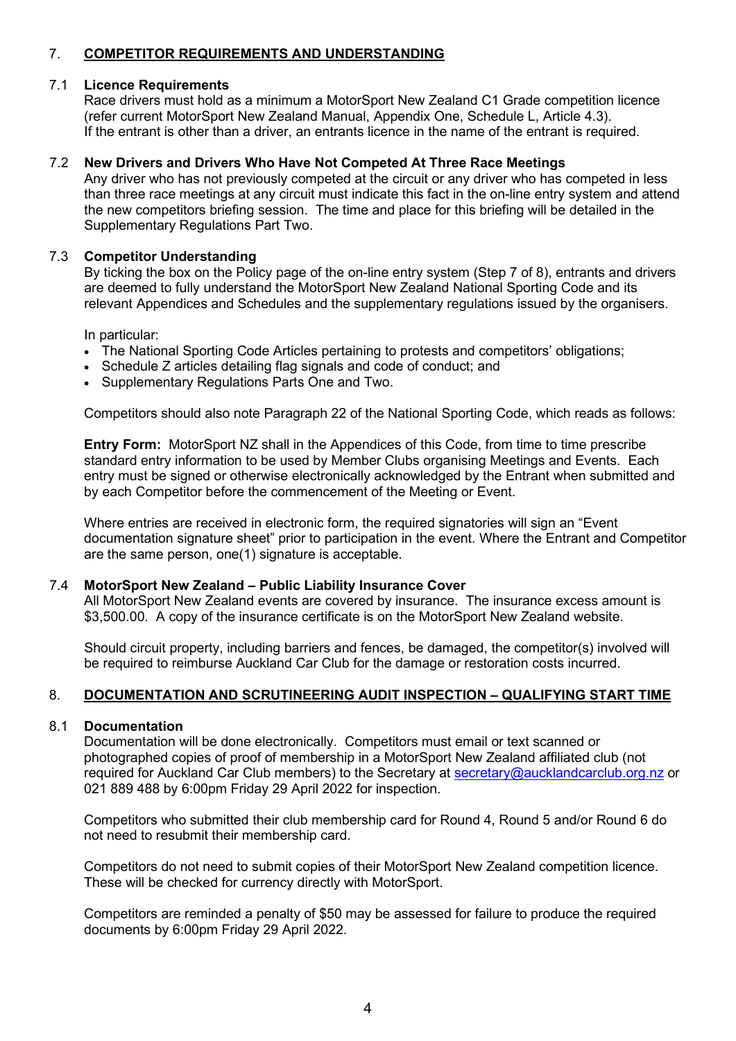## 7. COMPETITOR REQUIREMENTS AND UNDERSTANDING

### 7.1 Licence Requirements

Race drivers must hold as a minimum a MotorSport New Zealand C1 Grade competition licence (refer current MotorSport New Zealand Manual, Appendix One, Schedule L, Article 4.3). If the entrant is other than a driver, an entrants licence in the name of the entrant is required.

### 7.2 New Drivers and Drivers Who Have Not Competed At Three Race Meetings

Any driver who has not previously competed at the circuit or any driver who has competed in less than three race meetings at any circuit must indicate this fact in the on-line entry system and attend the new competitors briefing session. The time and place for this briefing will be detailed in the Supplementary Regulations Part Two.

### 7.3 Competitor Understanding

By ticking the box on the Policy page of the on-line entry system (Step 7 of 8), entrants and drivers are deemed to fully understand the MotorSport New Zealand National Sporting Code and its relevant Appendices and Schedules and the supplementary regulations issued by the organisers.

In particular:

- The National Sporting Code Articles pertaining to protests and competitors' obligations;
- Schedule Z articles detailing flag signals and code of conduct; and
- Supplementary Regulations Parts One and Two.

Competitors should also note Paragraph 22 of the National Sporting Code, which reads as follows:

**Entry Form:** MotorSport NZ shall in the Appendices of this Code, from time to time prescribe standard entry information to be used by Member Clubs organising Meetings and Events. Each entry must be signed or otherwise electronically acknowledged by the Entrant when submitted and by each Competitor before the commencement of the Meeting or Event.

Where entries are received in electronic form, the required signatories will sign an "Event documentation signature sheet" prior to participation in the event. Where the Entrant and Competitor are the same person, one(1) signature is acceptable.

### 7.4 MotorSport New Zealand – Public Liability Insurance Cover

All MotorSport New Zealand events are covered by insurance. The insurance excess amount is $3,500.00. A copy of the insurance certificate is on the MotorSport New Zealand website.

Should circuit property, including barriers and fences, be damaged, the competitor(s) involved will be required to reimburse Auckland Car Club for the damage or restoration costs incurred.

## 8. DOCUMENTATION AND SCRUTINEERING AUDIT INSPECTION – QUALIFYING START TIME

### 8.1 Documentation

Documentation will be done electronically. Competitors must email or text scanned or photographed copies of proof of membership in a MotorSport New Zealand affiliated club (not required for Auckland Car Club members) to the Secretary at secretary@aucklandcarclub.org.nz or 021 889 488 by 6:00pm Friday 29 April 2022 for inspection.

Competitors who submitted their club membership card for Round 4, Round 5 and/or Round 6 do not need to resubmit their membership card.

Competitors do not need to submit copies of their MotorSport New Zealand competition licence. These will be checked for currency directly with MotorSport.

Competitors are reminded a penalty of $50 may be assessed for failure to produce the required documents by 6:00pm Friday 29 April 2022.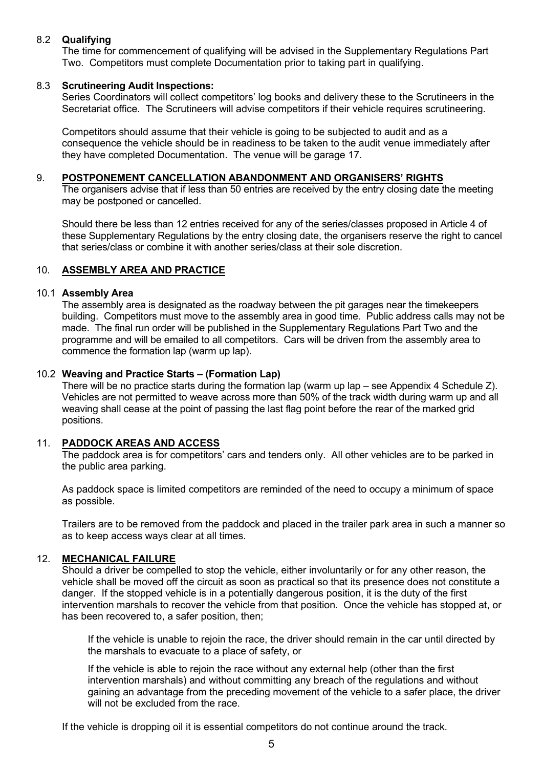### 8.2 Qualifying

The time for commencement of qualifying will be advised in the Supplementary Regulations Part Two. Competitors must complete Documentation prior to taking part in qualifying.

### 8.3 Scrutineering Audit Inspections:

Series Coordinators will collect competitors' log books and delivery these to the Scrutineers in the Secretariat office. The Scrutineers will advise competitors if their vehicle requires scrutineering.

Competitors should assume that their vehicle is going to be subjected to audit and as a consequence the vehicle should be in readiness to be taken to the audit venue immediately after they have completed Documentation. The venue will be garage 17.

## 9. POSTPONEMENT CANCELLATION ABANDONMENT AND ORGANISERS' RIGHTS

The organisers advise that if less than 50 entries are received by the entry closing date the meeting may be postponed or cancelled.

Should there be less than 12 entries received for any of the series/classes proposed in Article 4 of these Supplementary Regulations by the entry closing date, the organisers reserve the right to cancel that series/class or combine it with another series/class at their sole discretion.

## 10. ASSEMBLY AREA AND PRACTICE

### 10.1 Assembly Area

The assembly area is designated as the roadway between the pit garages near the timekeepers building. Competitors must move to the assembly area in good time. Public address calls may not be made. The final run order will be published in the Supplementary Regulations Part Two and the programme and will be emailed to all competitors. Cars will be driven from the assembly area to commence the formation lap (warm up lap).

### 10.2 Weaving and Practice Starts – (Formation Lap)

There will be no practice starts during the formation lap (warm up lap – see Appendix 4 Schedule Z). Vehicles are not permitted to weave across more than 50% of the track width during warm up and all weaving shall cease at the point of passing the last flag point before the rear of the marked grid positions.

## 11. PADDOCK AREAS AND ACCESS

The paddock area is for competitors' cars and tenders only. All other vehicles are to be parked in the public area parking.

As paddock space is limited competitors are reminded of the need to occupy a minimum of space as possible.

Trailers are to be removed from the paddock and placed in the trailer park area in such a manner so as to keep access ways clear at all times.

## 12. MECHANICAL FAILURE

Should a driver be compelled to stop the vehicle, either involuntarily or for any other reason, the vehicle shall be moved off the circuit as soon as practical so that its presence does not constitute a danger. If the stopped vehicle is in a potentially dangerous position, it is the duty of the first intervention marshals to recover the vehicle from that position. Once the vehicle has stopped at, or has been recovered to, a safer position, then;

If the vehicle is unable to rejoin the race, the driver should remain in the car until directed by the marshals to evacuate to a place of safety, or

If the vehicle is able to rejoin the race without any external help (other than the first intervention marshals) and without committing any breach of the regulations and without gaining an advantage from the preceding movement of the vehicle to a safer place, the driver will not be excluded from the race.

If the vehicle is dropping oil it is essential competitors do not continue around the track.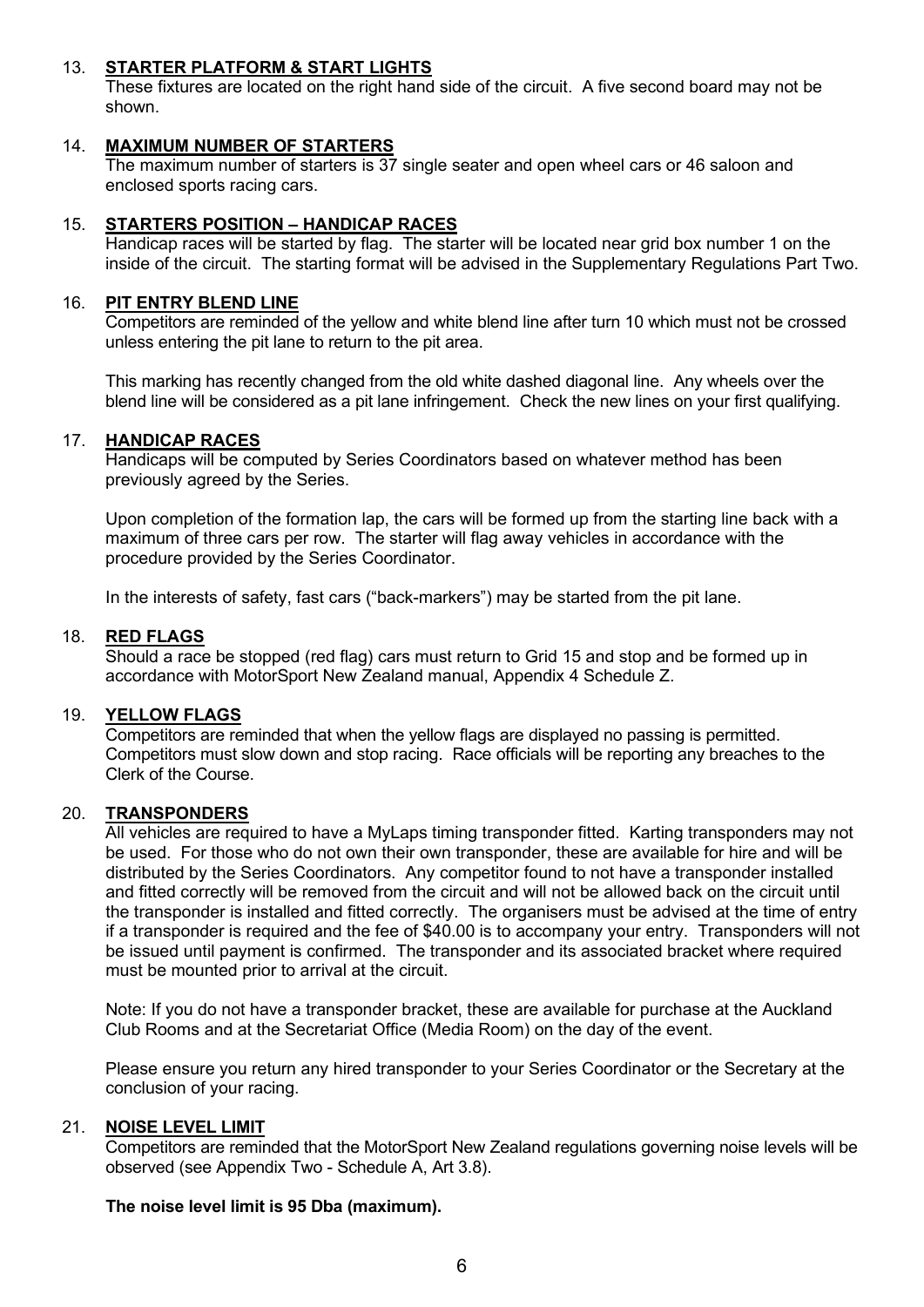13. **STARTER PLATFORM & START LIGHTS**

These fixtures are located on the right hand side of the circuit. A five second board may not be shown.

14. **MAXIMUM NUMBER OF STARTERS**

The maximum number of starters is 37 single seater and open wheel cars or 46 saloon and enclosed sports racing cars.

15. **STARTERS POSITION – HANDICAP RACES**

Handicap races will be started by flag. The starter will be located near grid box number 1 on the inside of the circuit. The starting format will be advised in the Supplementary Regulations Part Two.

16. **PIT ENTRY BLEND LINE**

Competitors are reminded of the yellow and white blend line after turn 10 which must not be crossed unless entering the pit lane to return to the pit area.

This marking has recently changed from the old white dashed diagonal line. Any wheels over the blend line will be considered as a pit lane infringement. Check the new lines on your first qualifying.

17. **HANDICAP RACES**

Handicaps will be computed by Series Coordinators based on whatever method has been previously agreed by the Series.

Upon completion of the formation lap, the cars will be formed up from the starting line back with a maximum of three cars per row. The starter will flag away vehicles in accordance with the procedure provided by the Series Coordinator.

In the interests of safety, fast cars ("back-markers") may be started from the pit lane.

18. **RED FLAGS**

Should a race be stopped (red flag) cars must return to Grid 15 and stop and be formed up in accordance with MotorSport New Zealand manual, Appendix 4 Schedule Z.

19. **YELLOW FLAGS**

Competitors are reminded that when the yellow flags are displayed no passing is permitted. Competitors must slow down and stop racing. Race officials will be reporting any breaches to the Clerk of the Course.

20. **TRANSPONDERS**

All vehicles are required to have a MyLaps timing transponder fitted. Karting transponders may not be used. For those who do not own their own transponder, these are available for hire and will be distributed by the Series Coordinators. Any competitor found to not have a transponder installed and fitted correctly will be removed from the circuit and will not be allowed back on the circuit until the transponder is installed and fitted correctly. The organisers must be advised at the time of entry if a transponder is required and the fee of $40.00 is to accompany your entry. Transponders will not be issued until payment is confirmed. The transponder and its associated bracket where required must be mounted prior to arrival at the circuit.

Note: If you do not have a transponder bracket, these are available for purchase at the Auckland Club Rooms and at the Secretariat Office (Media Room) on the day of the event.

Please ensure you return any hired transponder to your Series Coordinator or the Secretary at the conclusion of your racing.

21. **NOISE LEVEL LIMIT**

Competitors are reminded that the MotorSport New Zealand regulations governing noise levels will be observed (see Appendix Two - Schedule A, Art 3.8).

**The noise level limit is 95 Dba (maximum).**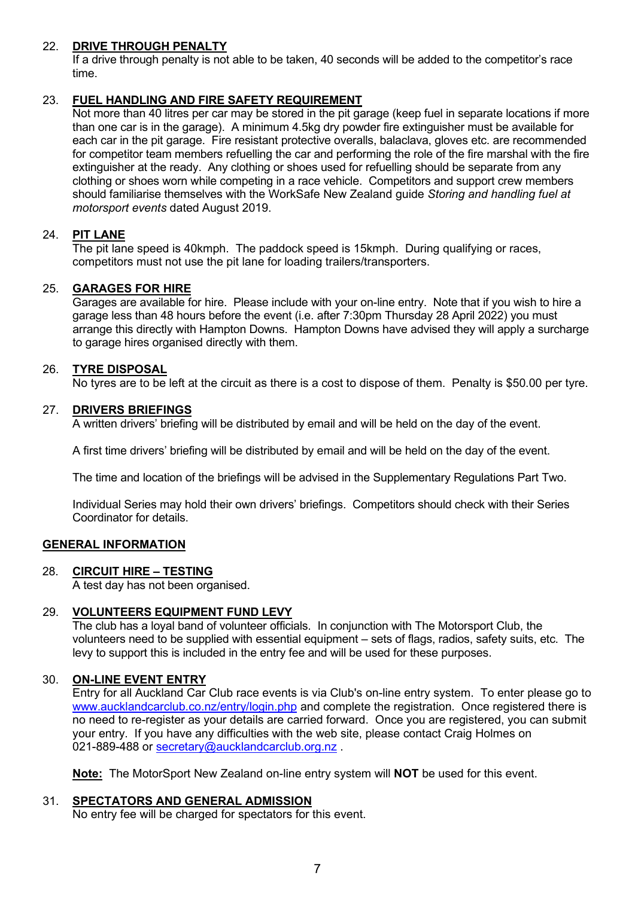## 22. DRIVE THROUGH PENALTY

If a drive through penalty is not able to be taken, 40 seconds will be added to the competitor's race time.

## 23. FUEL HANDLING AND FIRE SAFETY REQUIREMENT

Not more than 40 litres per car may be stored in the pit garage (keep fuel in separate locations if more than one car is in the garage). A minimum 4.5kg dry powder fire extinguisher must be available for each car in the pit garage. Fire resistant protective overalls, balaclava, gloves etc. are recommended for competitor team members refuelling the car and performing the role of the fire marshal with the fire extinguisher at the ready. Any clothing or shoes used for refuelling should be separate from any clothing or shoes worn while competing in a race vehicle. Competitors and support crew members should familiarise themselves with the WorkSafe New Zealand guide *Storing and handling fuel at motorsport events* dated August 2019.

## 24. PIT LANE

The pit lane speed is 40kmph. The paddock speed is 15kmph. During qualifying or races, competitors must not use the pit lane for loading trailers/transporters.

## 25. GARAGES FOR HIRE

Garages are available for hire. Please include with your on-line entry. Note that if you wish to hire a garage less than 48 hours before the event (i.e. after 7:30pm Thursday 28 April 2022) you must arrange this directly with Hampton Downs. Hampton Downs have advised they will apply a surcharge to garage hires organised directly with them.

## 26. TYRE DISPOSAL

No tyres are to be left at the circuit as there is a cost to dispose of them. Penalty is $50.00 per tyre.

## 27. DRIVERS BRIEFINGS

A written drivers' briefing will be distributed by email and will be held on the day of the event.

A first time drivers' briefing will be distributed by email and will be held on the day of the event.

The time and location of the briefings will be advised in the Supplementary Regulations Part Two.

Individual Series may hold their own drivers' briefings. Competitors should check with their Series Coordinator for details.

# GENERAL INFORMATION

## 28. CIRCUIT HIRE – TESTING

A test day has not been organised.

## 29. VOLUNTEERS EQUIPMENT FUND LEVY

The club has a loyal band of volunteer officials. In conjunction with The Motorsport Club, the volunteers need to be supplied with essential equipment – sets of flags, radios, safety suits, etc. The levy to support this is included in the entry fee and will be used for these purposes.

## 30. ON-LINE EVENT ENTRY

Entry for all Auckland Car Club race events is via Club's on-line entry system. To enter please go to www.aucklandcarclub.co.nz/entry/login.php and complete the registration. Once registered there is no need to re-register as your details are carried forward. Once you are registered, you can submit your entry. If you have any difficulties with the web site, please contact Craig Holmes on 021-889-488 or secretary@aucklandcarclub.org.nz .

**Note:** The MotorSport New Zealand on-line entry system will **NOT** be used for this event.

## 31. SPECTATORS AND GENERAL ADMISSION

No entry fee will be charged for spectators for this event.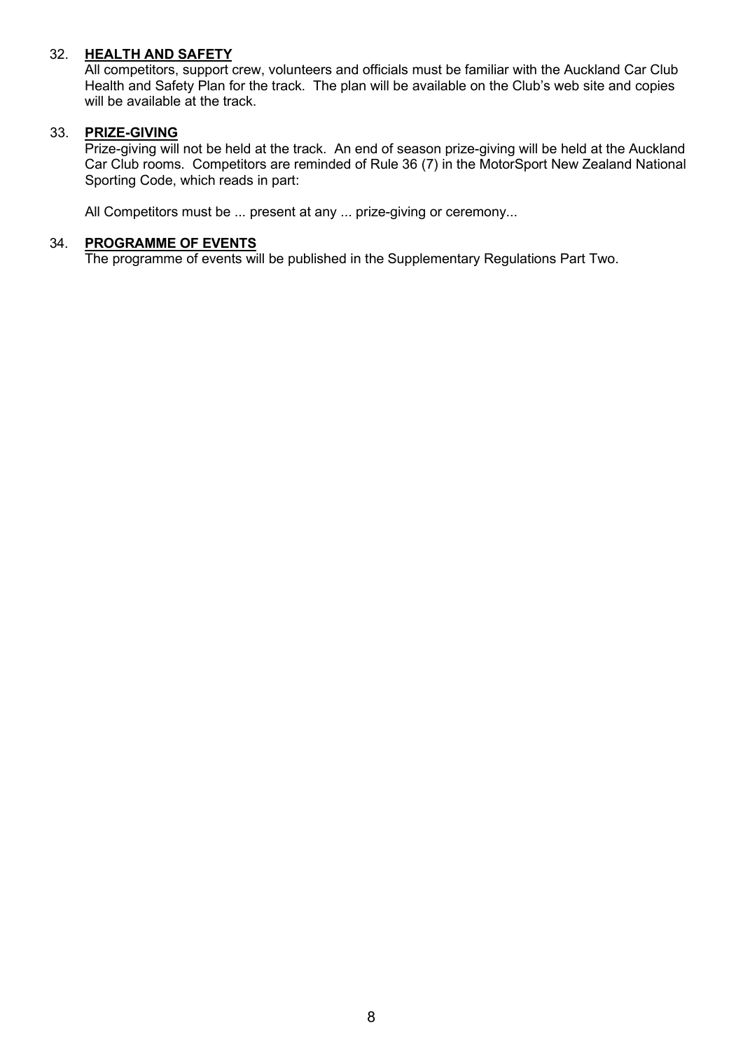32. **HEALTH AND SAFETY**

All competitors, support crew, volunteers and officials must be familiar with the Auckland Car Club Health and Safety Plan for the track. The plan will be available on the Club's web site and copies will be available at the track.

33. **PRIZE-GIVING**

Prize-giving will not be held at the track. An end of season prize-giving will be held at the Auckland Car Club rooms. Competitors are reminded of Rule 36 (7) in the MotorSport New Zealand National Sporting Code, which reads in part:

All Competitors must be ... present at any ... prize-giving or ceremony...

34. **PROGRAMME OF EVENTS**

The programme of events will be published in the Supplementary Regulations Part Two.